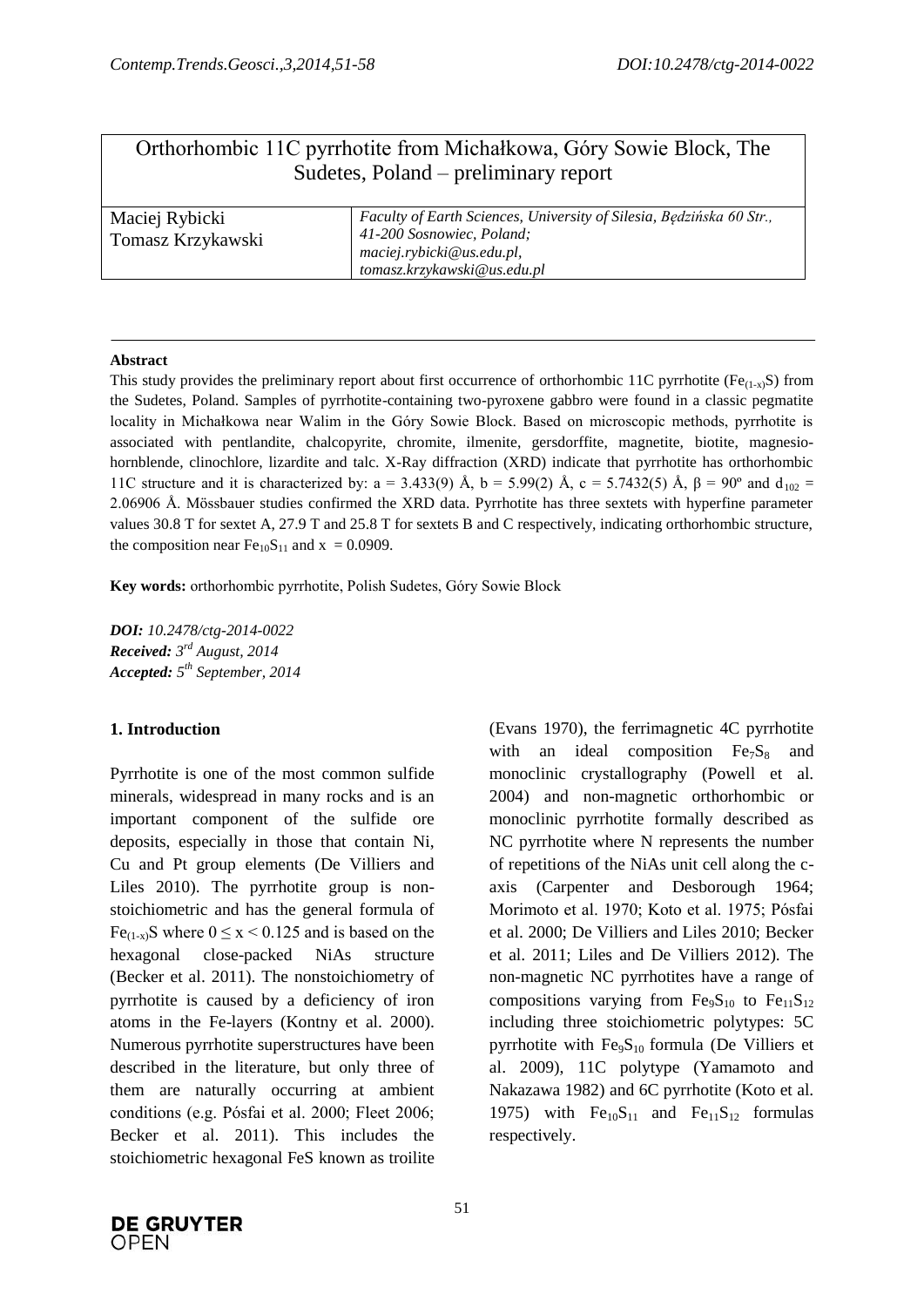# Orthorhombic 11C pyrrhotite from Michałkowa, Góry Sowie Block, The Sudetes, Poland – preliminary report

| Maciej Rybicki<br>Tomasz Krzykawski | *Faculty of Earth Sciences, University of Silesia, Będzińska 60 Str., 41-200 Sosnowiec, Poland; maciej.rybicki@us.edu.pl, tomasz.krzykawski@us.edu.pl* |
|---|---|

**Abstract**

This study provides the preliminary report about first occurrence of orthorhombic 11C pyrrhotite ($Fe_{(1-x)}S$) from the Sudetes, Poland. Samples of pyrrhotite-containing two-pyroxene gabbro were found in a classic pegmatite locality in Michałkowa near Walim in the Góry Sowie Block. Based on microscopic methods, pyrrhotite is associated with pentlandite, chalcopyrite, chromite, ilmenite, gersdorffite, magnetite, biotite, magnesio-hornblende, clinochlore, lizardite and talc. X-Ray diffraction (XRD) indicate that pyrrhotite has orthorhombic 11C structure and it is characterized by: a = 3.433(9) Å, b = 5.99(2) Å, c = 5.7432(5) Å, β = 90º and $d_{102}$ = 2.06906 Å. Mössbauer studies confirmed the XRD data. Pyrrhotite has three sextets with hyperfine parameter values 30.8 T for sextet A, 27.9 T and 25.8 T for sextets B and C respectively, indicating orthorhombic structure, the composition near $Fe_{10}S_{11}$ and x = 0.0909.

**Key words:** orthorhombic pyrrhotite, Polish Sudetes, Góry Sowie Block

***DOI:** 10.2478/ctg-2014-0022*
***Received:** 3rd August, 2014*
***Accepted:** 5th September, 2014*

## 1. Introduction

Pyrrhotite is one of the most common sulfide minerals, widespread in many rocks and is an important component of the sulfide ore deposits, especially in those that contain Ni, Cu and Pt group elements (De Villiers and Liles 2010). The pyrrhotite group is non-stoichiometric and has the general formula of $Fe_{(1-x)}S$ where $0 \leq x < 0.125$ and is based on the hexagonal close-packed NiAs structure (Becker et al. 2011). The nonstoichiometry of pyrrhotite is caused by a deficiency of iron atoms in the Fe-layers (Kontny et al. 2000). Numerous pyrrhotite superstructures have been described in the literature, but only three of them are naturally occurring at ambient conditions (e.g. Pósfai et al. 2000; Fleet 2006; Becker et al. 2011). This includes the stoichiometric hexagonal FeS known as troilite (Evans 1970), the ferrimagnetic 4C pyrrhotite with an ideal composition $Fe_7S_8$ and monoclinic crystallography (Powell et al. 2004) and non-magnetic orthorhombic or monoclinic pyrrhotite formally described as NC pyrrhotite where N represents the number of repetitions of the NiAs unit cell along the c-axis (Carpenter and Desborough 1964; Morimoto et al. 1970; Koto et al. 1975; Pósfai et al. 2000; De Villiers and Liles 2010; Becker et al. 2011; Liles and De Villiers 2012). The non-magnetic NC pyrrhotites have a range of compositions varying from $Fe_9S_{10}$ to $Fe_{11}S_{12}$ including three stoichiometric polytypes: 5C pyrrhotite with $Fe_9S_{10}$ formula (De Villiers et al. 2009), 11C polytype (Yamamoto and Nakazawa 1982) and 6C pyrrhotite (Koto et al. 1975) with $Fe_{10}S_{11}$ and $Fe_{11}S_{12}$ formulas respectively.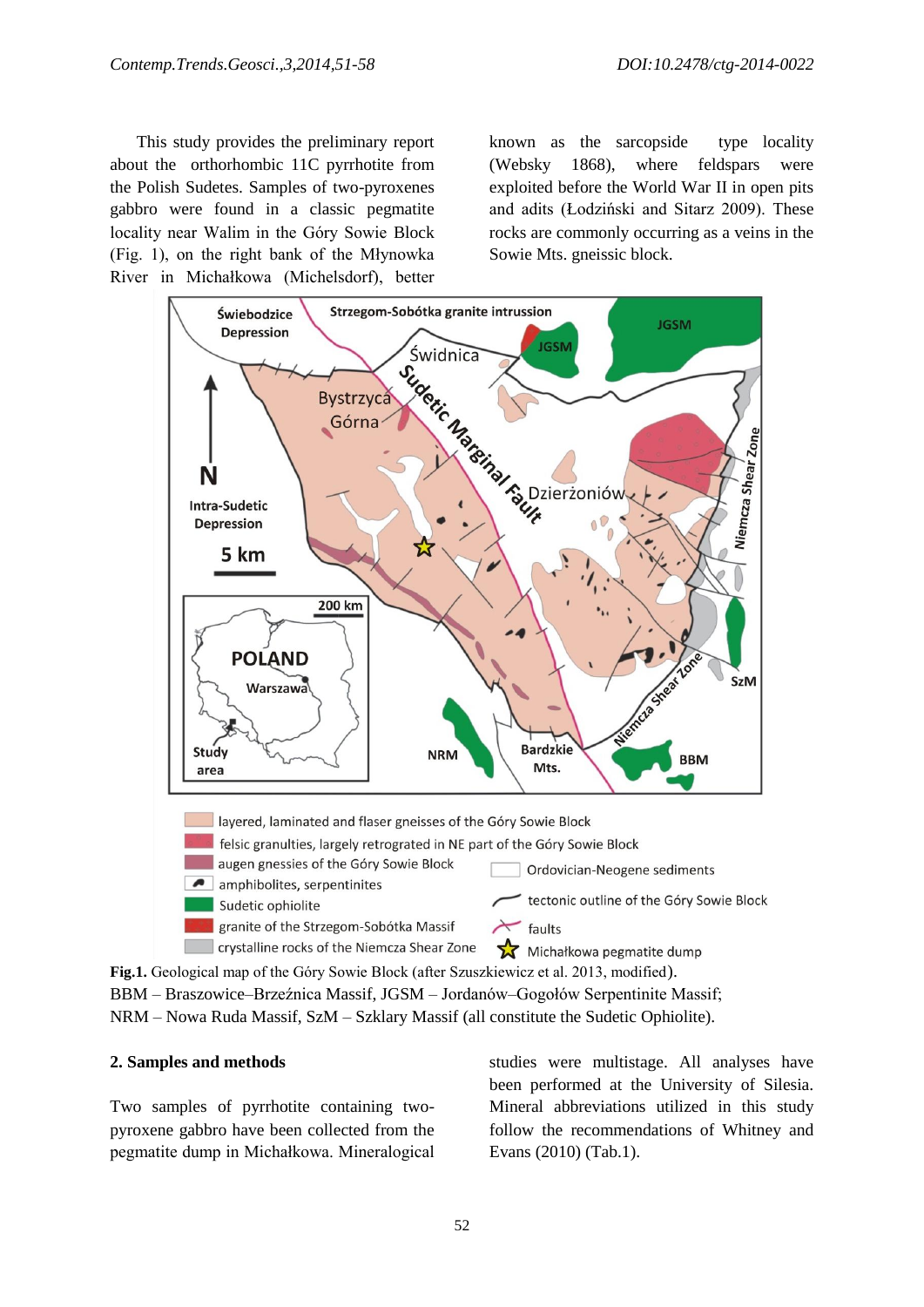This study provides the preliminary report about the orthorhombic 11C pyrrhotite from the Polish Sudetes. Samples of two-pyroxenes gabbro were found in a classic pegmatite locality near Walim in the Góry Sowie Block (Fig. 1), on the right bank of the Młynowka River in Michałkowa (Michelsdorf), better known as the sarcopside type locality (Websky 1868), where feldspars were exploited before the World War II in open pits and adits (Łodziński and Sitarz 2009). These rocks are commonly occurring as a veins in the Sowie Mts. gneissic block.

**Fig.1.** Geological map of the Góry Sowie Block (after Szuszkiewicz et al. 2013, modified). BBM – Braszowice–Brzeźnica Massif, JGSM – Jordanów–Gogołów Serpentinite Massif; NRM – Nowa Ruda Massif, SzM – Szklary Massif (all constitute the Sudetic Ophiolite).

## 2. Samples and methods

Two samples of pyrrhotite containing two-pyroxene gabbro have been collected from the pegmatite dump in Michałkowa. Mineralogical studies were multistage. All analyses have been performed at the University of Silesia. Mineral abbreviations utilized in this study follow the recommendations of Whitney and Evans (2010) (Tab.1).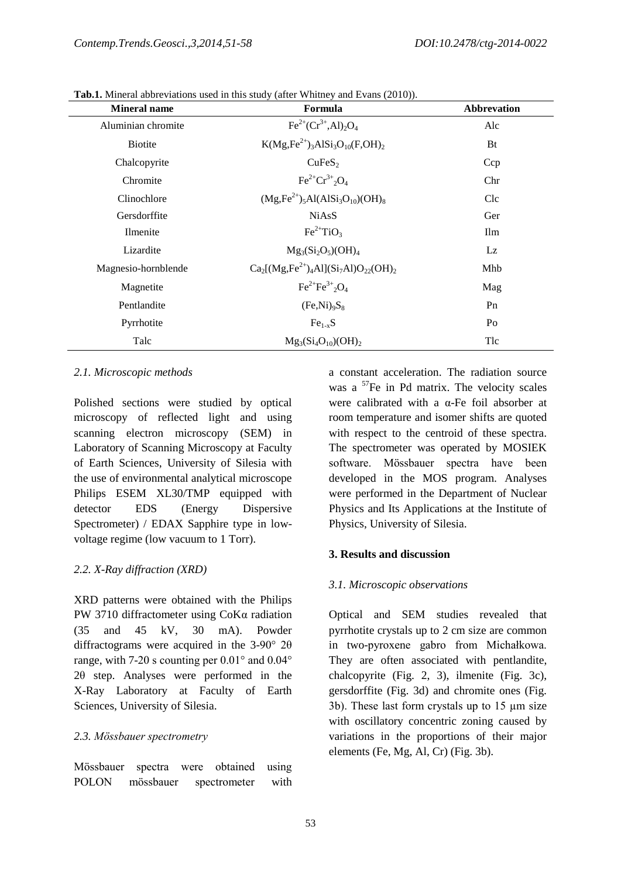**Tab.1.** Mineral abbreviations used in this study (after Whitney and Evans (2010)).

| Mineral name | Formula | Abbrevation |
|---|---|---|
| Aluminian chromite | $Fe^{2+}(Cr^{3+},Al)_2O_4$ | Alc |
| Biotite | $K(Mg,Fe^{2+})_3AlSi_3O_{10}(F,OH)_2$ | Bt |
| Chalcopyrite | $CuFeS_2$ | Ccp |
| Chromite | $Fe^{2+}Cr^{3+}{}_2O_4$ | Chr |
| Clinochlore | $(Mg,Fe^{2+})_5Al(AlSi_3O_{10})(OH)_8$ | Clc |
| Gersdorffite | NiAsS | Ger |
| Ilmenite | $Fe^{2+}TiO_3$ | Ilm |
| Lizardite | $Mg_3(Si_2O_5)(OH)_4$ | Lz |
| Magnesio-hornblende | $Ca_2[(Mg,Fe^{2+})_4Al](Si_7Al)O_{22}(OH)_2$ | Mhb |
| Magnetite | $Fe^{2+}Fe^{3+}{}_2O_4$ | Mag |
| Pentlandite | $(Fe,Ni)_9S_8$ | Pn |
| Pyrrhotite | $Fe_{1-x}S$ | Po |
| Talc | $Mg_3(Si_4O_{10})(OH)_2$ | Tlc |

### *2.1. Microscopic methods*

Polished sections were studied by optical microscopy of reflected light and using scanning electron microscopy (SEM) in Laboratory of Scanning Microscopy at Faculty of Earth Sciences, University of Silesia with the use of environmental analytical microscope Philips ESEM XL30/TMP equipped with detector EDS (Energy Dispersive Spectrometer) / EDAX Sapphire type in low-voltage regime (low vacuum to 1 Torr).

### *2.2. X-Ray diffraction (XRD)*

XRD patterns were obtained with the Philips PW 3710 diffractometer using CoKα radiation (35 and 45 kV, 30 mA). Powder diffractograms were acquired in the 3-90° 2θ range, with 7-20 s counting per 0.01° and 0.04° 2θ step. Analyses were performed in the X-Ray Laboratory at Faculty of Earth Sciences, University of Silesia.

### *2.3. Mössbauer spectrometry*

Mössbauer spectra were obtained using POLON mössbauer spectrometer with a constant acceleration. The radiation source was a $^{57}Fe$ in Pd matrix. The velocity scales were calibrated with a α-Fe foil absorber at room temperature and isomer shifts are quoted with respect to the centroid of these spectra. The spectrometer was operated by MOSIEK software. Mössbauer spectra have been developed in the MOS program. Analyses were performed in the Department of Nuclear Physics and Its Applications at the Institute of Physics, University of Silesia.

## **3. Results and discussion**

### *3.1. Microscopic observations*

Optical and SEM studies revealed that pyrrhotite crystals up to 2 cm size are common in two-pyroxene gabro from Michałkowa. They are often associated with pentlandite, chalcopyrite (Fig. 2, 3), ilmenite (Fig. 3c), gersdorffite (Fig. 3d) and chromite ones (Fig. 3b). These last form crystals up to 15 μm size with oscillatory concentric zoning caused by variations in the proportions of their major elements (Fe, Mg, Al, Cr) (Fig. 3b).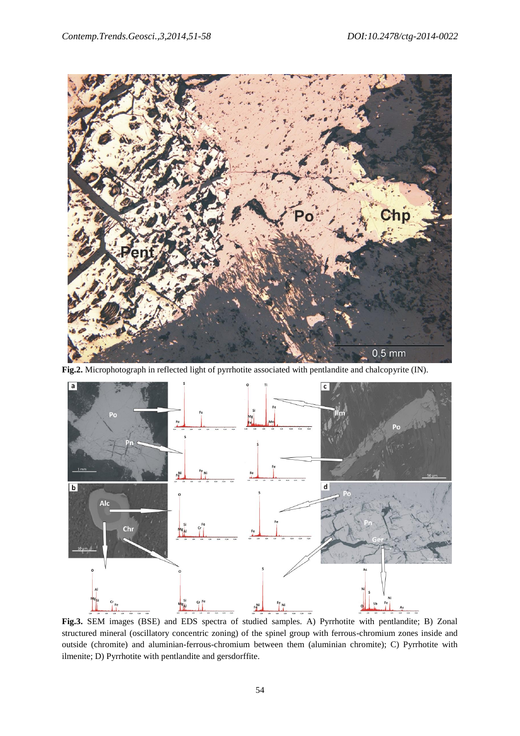**Fig.2.** Microphotograph in reflected light of pyrrhotite associated with pentlandite and chalcopyrite (IN).

**Fig.3.** SEM images (BSE) and EDS spectra of studied samples. A) Pyrrhotite with pentlandite; B) Zonal structured mineral (oscillatory concentric zoning) of the spinel group with ferrous-chromium zones inside and outside (chromite) and aluminian-ferrous-chromium between them (aluminian chromite); C) Pyrrhotite with ilmenite; D) Pyrrhotite with pentlandite and gersdorffite.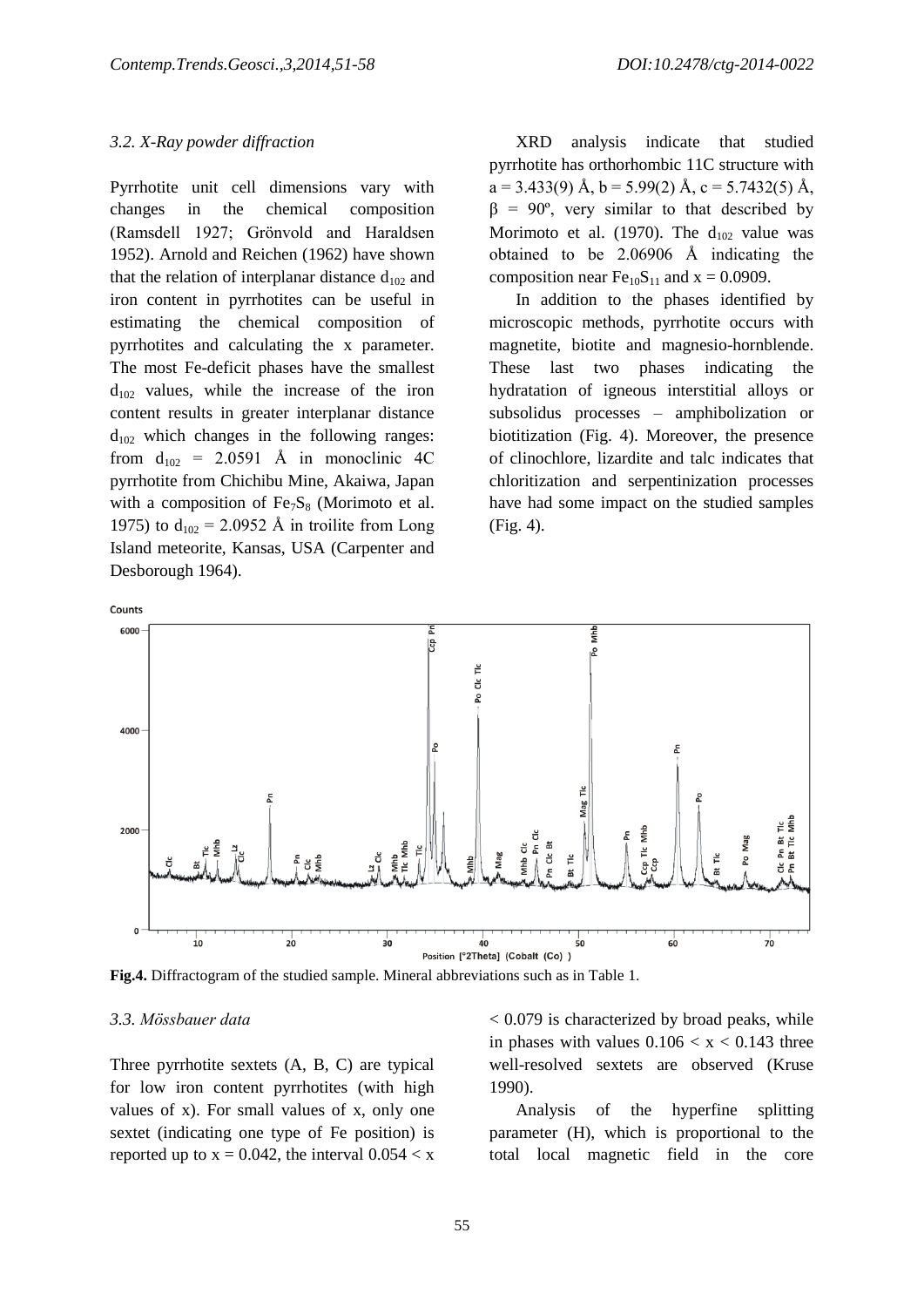### *3.2. X-Ray powder diffraction*

Pyrrhotite unit cell dimensions vary with changes in the chemical composition (Ramsdell 1927; Grönvold and Haraldsen 1952). Arnold and Reichen (1962) have shown that the relation of interplanar distance $d_{102}$ and iron content in pyrrhotites can be useful in estimating the chemical composition of pyrrhotites and calculating the x parameter. The most Fe-deficit phases have the smallest $d_{102}$ values, while the increase of the iron content results in greater interplanar distance $d_{102}$ which changes in the following ranges: from $d_{102}$ = 2.0591 Å in monoclinic 4C pyrrhotite from Chichibu Mine, Akaiwa, Japan with a composition of $Fe_7S_8$ (Morimoto et al. 1975) to $d_{102}$ = 2.0952 Å in troilite from Long Island meteorite, Kansas, USA (Carpenter and Desborough 1964).

XRD analysis indicate that studied pyrrhotite has orthorhombic 11C structure with a = 3.433(9) Å, b = 5.99(2) Å, c = 5.7432(5) Å, β = 90º, very similar to that described by Morimoto et al. (1970). The $d_{102}$ value was obtained to be 2.06906 Å indicating the composition near $Fe_{10}S_{11}$ and x = 0.0909.

In addition to the phases identified by microscopic methods, pyrrhotite occurs with magnetite, biotite and magnesio-hornblende. These last two phases indicating the hydratation of igneous interstitial alloys or subsolidus processes – amphibolization or biotitization (Fig. 4). Moreover, the presence of clinochlore, lizardite and talc indicates that chloritization and serpentinization processes have had some impact on the studied samples (Fig. 4).

**Fig.4.** Diffractogram of the studied sample. Mineral abbreviations such as in Table 1.

### *3.3. Mössbauer data*

Three pyrrhotite sextets (A, B, C) are typical for low iron content pyrrhotites (with high values of x). For small values of x, only one sextet (indicating one type of Fe position) is reported up to x = 0.042, the interval 0.054 < x < 0.079 is characterized by broad peaks, while in phases with values 0.106 < x < 0.143 three well-resolved sextets are observed (Kruse 1990).

Analysis of the hyperfine splitting parameter (H), which is proportional to the total local magnetic field in the core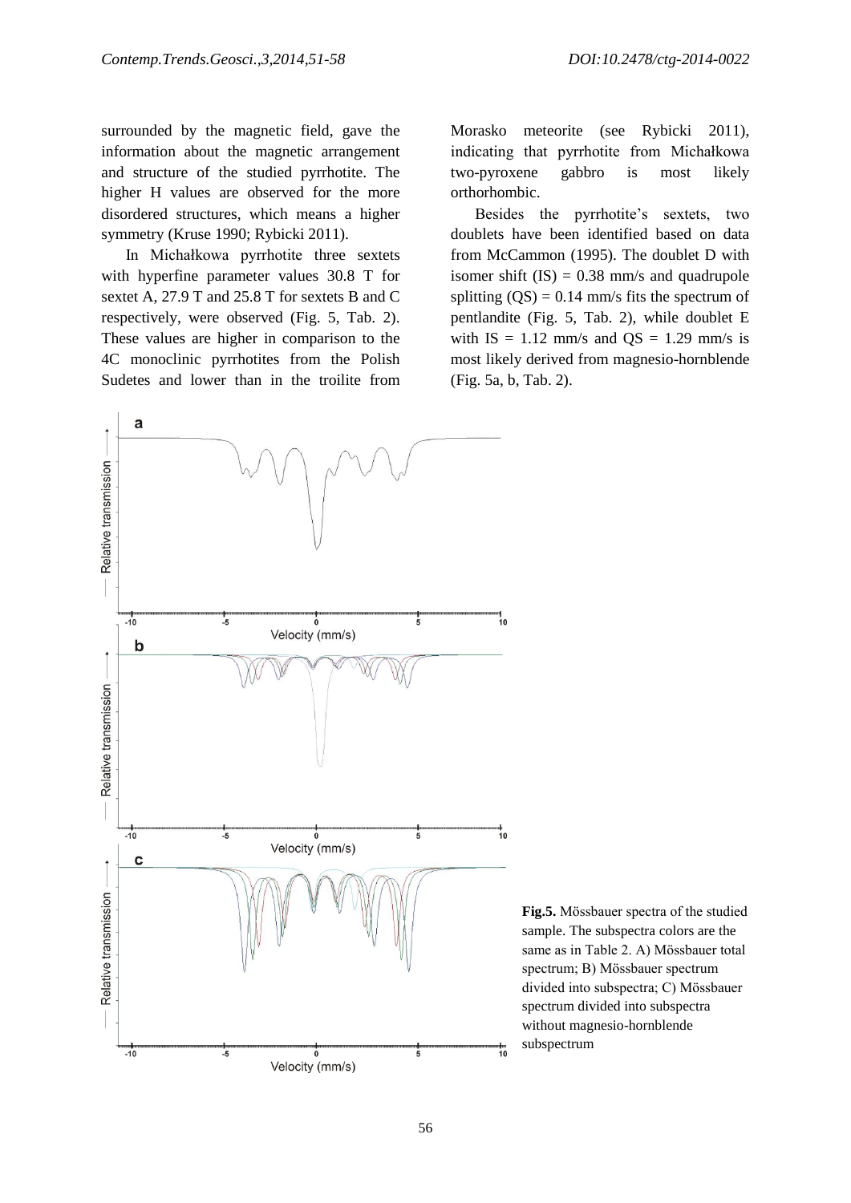surrounded by the magnetic field, gave the information about the magnetic arrangement and structure of the studied pyrrhotite. The higher H values are observed for the more disordered structures, which means a higher symmetry (Kruse 1990; Rybicki 2011).

In Michałkowa pyrrhotite three sextets with hyperfine parameter values 30.8 T for sextet A, 27.9 T and 25.8 T for sextets B and C respectively, were observed (Fig. 5, Tab. 2). These values are higher in comparison to the 4C monoclinic pyrrhotites from the Polish Sudetes and lower than in the troilite from Morasko meteorite (see Rybicki 2011), indicating that pyrrhotite from Michałkowa two-pyroxene gabbro is most likely orthorhombic.

Besides the pyrrhotite's sextets, two doublets have been identified based on data from McCammon (1995). The doublet D with isomer shift (IS) = 0.38 mm/s and quadrupole splitting (QS) = 0.14 mm/s fits the spectrum of pentlandite (Fig. 5, Tab. 2), while doublet E with IS = 1.12 mm/s and QS = 1.29 mm/s is most likely derived from magnesio-hornblende (Fig. 5a, b, Tab. 2).

**Fig.5.** Mössbauer spectra of the studied sample. The subspectra colors are the same as in Table 2. A) Mössbauer total spectrum; B) Mössbauer spectrum divided into subspectra; C) Mössbauer spectrum divided into subspectra without magnesio-hornblende subspectrum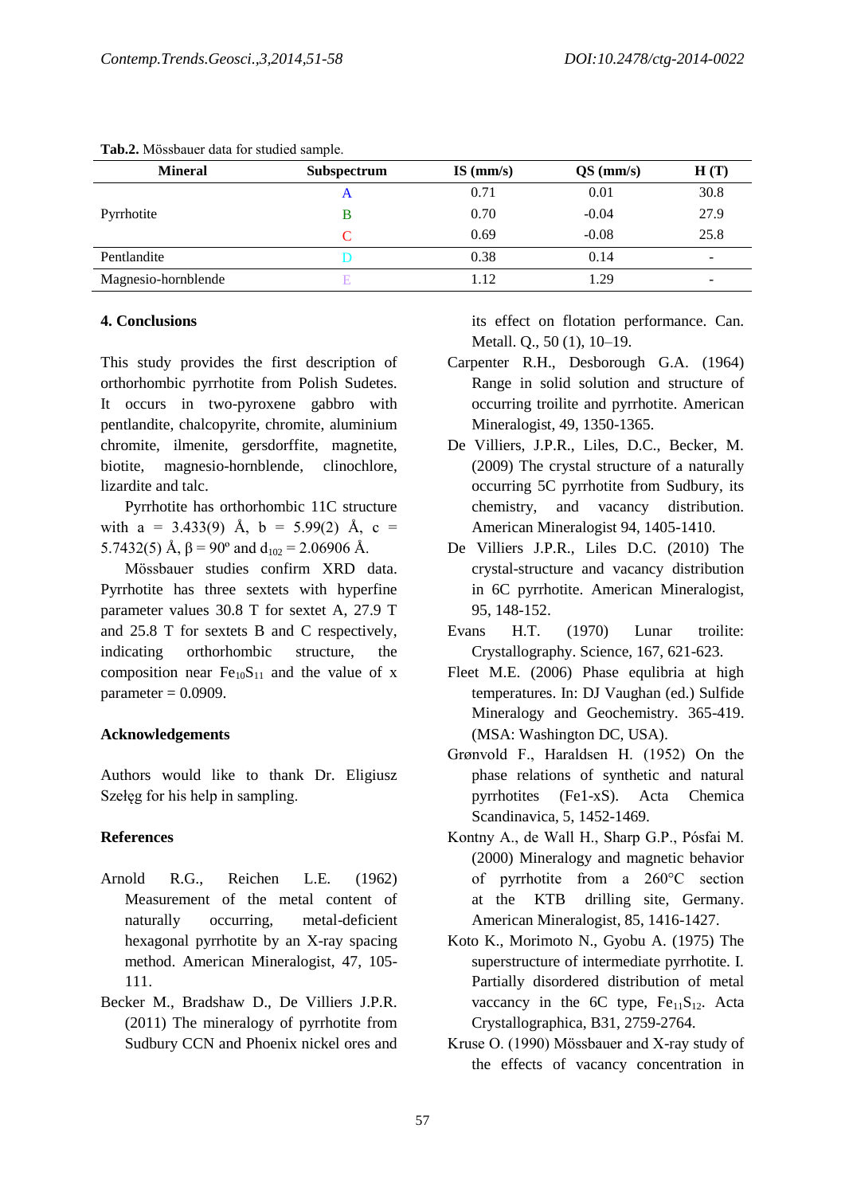**Tab.2.** Mössbauer data for studied sample.

| Mineral | Subspectrum | IS (mm/s) | QS (mm/s) | H (T) |
|---|---|---|---|---|
| Pyrrhotite | A | 0.71 | 0.01 | 30.8 |
| | B | 0.70 | -0.04 | 27.9 |
| | C | 0.69 | -0.08 | 25.8 |
| Pentlandite | D | 0.38 | 0.14 | - |
| Magnesio-hornblende | E | 1.12 | 1.29 | - |

## 4. Conclusions

This study provides the first description of orthorhombic pyrrhotite from Polish Sudetes. It occurs in two-pyroxene gabbro with pentlandite, chalcopyrite, chromite, aluminium chromite, ilmenite, gersdorffite, magnetite, biotite, magnesio-hornblende, clinochlore, lizardite and talc.

Pyrrhotite has orthorhombic 11C structure with a = 3.433(9) Å, b = 5.99(2) Å, c = 5.7432(5) Å, β = 90º and $d_{102}$ = 2.06906 Å.

Mössbauer studies confirm XRD data. Pyrrhotite has three sextets with hyperfine parameter values 30.8 T for sextet A, 27.9 T and 25.8 T for sextets B and C respectively, indicating orthorhombic structure, the composition near $Fe_{10}S_{11}$ and the value of x parameter = 0.0909.

## Acknowledgements

Authors would like to thank Dr. Eligiusz Szełęg for his help in sampling.

## References

Arnold R.G., Reichen L.E. (1962) Measurement of the metal content of naturally occurring, metal-deficient hexagonal pyrrhotite by an X-ray spacing method. American Mineralogist, 47, 105-111.

Becker M., Bradshaw D., De Villiers J.P.R. (2011) The mineralogy of pyrrhotite from Sudbury CCN and Phoenix nickel ores and its effect on flotation performance. Can. Metall. Q., 50 (1), 10–19.

Carpenter R.H., Desborough G.A. (1964) Range in solid solution and structure of occurring troilite and pyrrhotite. American Mineralogist, 49, 1350-1365.

De Villiers, J.P.R., Liles, D.C., Becker, M. (2009) The crystal structure of a naturally occurring 5C pyrrhotite from Sudbury, its chemistry, and vacancy distribution. American Mineralogist 94, 1405-1410.

De Villiers J.P.R., Liles D.C. (2010) The crystal-structure and vacancy distribution in 6C pyrrhotite. American Mineralogist, 95, 148-152.

Evans H.T. (1970) Lunar troilite: Crystallography. Science, 167, 621-623.

Fleet M.E. (2006) Phase equlibria at high temperatures. In: DJ Vaughan (ed.) Sulfide Mineralogy and Geochemistry. 365-419. (MSA: Washington DC, USA).

Grønvold F., Haraldsen H. (1952) On the phase relations of synthetic and natural pyrrhotites (Fe1-xS). Acta Chemica Scandinavica, 5, 1452-1469.

Kontny A., de Wall H., Sharp G.P., Pósfai M. (2000) Mineralogy and magnetic behavior of pyrrhotite from a 260°C section at the KTB drilling site, Germany. American Mineralogist, 85, 1416-1427.

Koto K., Morimoto N., Gyobu A. (1975) The superstructure of intermediate pyrrhotite. I. Partially disordered distribution of metal vaccancy in the 6C type, $Fe_{11}S_{12}$. Acta Crystallographica, B31, 2759-2764.

Kruse O. (1990) Mössbauer and X-ray study of the effects of vacancy concentration in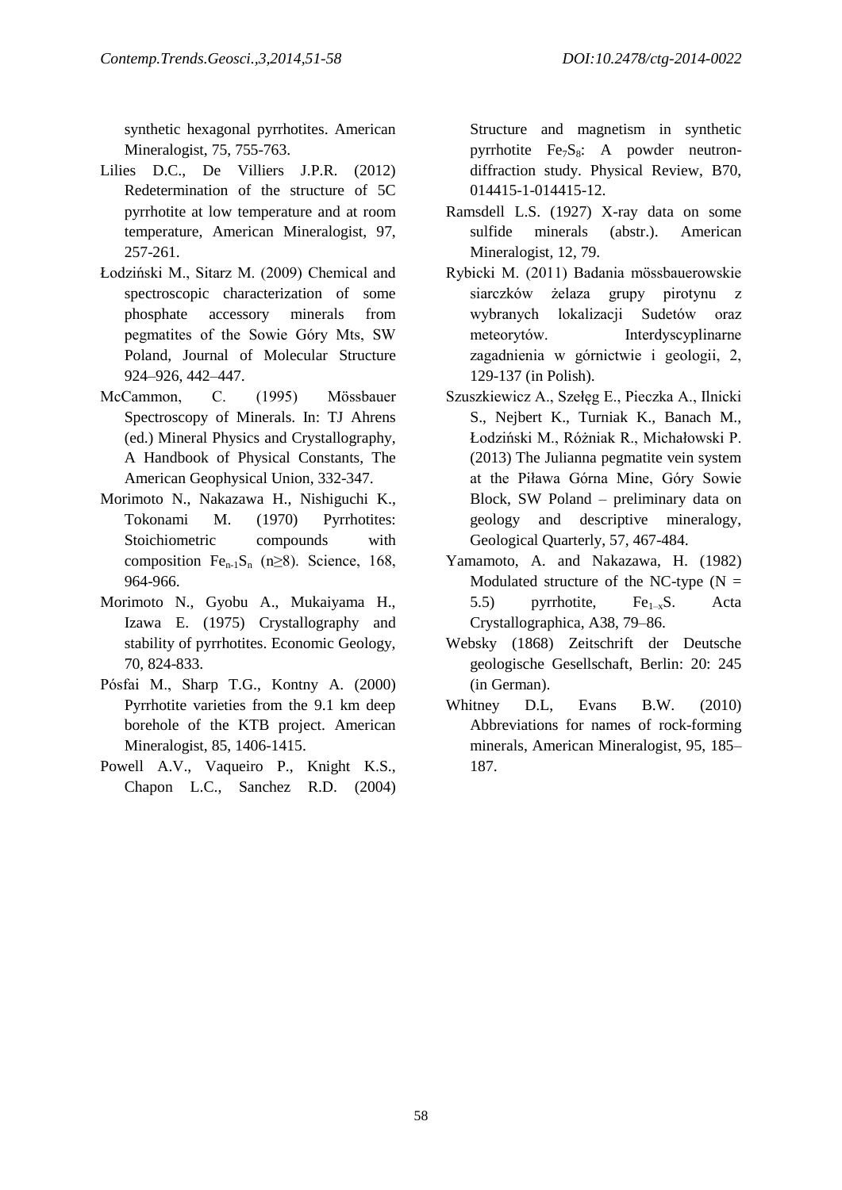synthetic hexagonal pyrrhotites. American Mineralogist, 75, 755-763.

Lilies D.C., De Villiers J.P.R. (2012) Redetermination of the structure of 5C pyrrhotite at low temperature and at room temperature, American Mineralogist, 97, 257-261.

Łodziński M., Sitarz M. (2009) Chemical and spectroscopic characterization of some phosphate accessory minerals from pegmatites of the Sowie Góry Mts, SW Poland, Journal of Molecular Structure 924–926, 442–447.

McCammon, C. (1995) Mössbauer Spectroscopy of Minerals. In: TJ Ahrens (ed.) Mineral Physics and Crystallography, A Handbook of Physical Constants, The American Geophysical Union, 332-347.

Morimoto N., Nakazawa H., Nishiguchi K., Tokonami M. (1970) Pyrrhotites: Stoichiometric compounds with composition $Fe_{n-1}S_n$ ($n \geq 8$). Science, 168, 964-966.

Morimoto N., Gyobu A., Mukaiyama H., Izawa E. (1975) Crystallography and stability of pyrrhotites. Economic Geology, 70, 824-833.

Pósfai M., Sharp T.G., Kontny A. (2000) Pyrrhotite varieties from the 9.1 km deep borehole of the KTB project. American Mineralogist, 85, 1406-1415.

Powell A.V., Vaqueiro P., Knight K.S., Chapon L.C., Sanchez R.D. (2004) Structure and magnetism in synthetic pyrrhotite $Fe_7S_8$: A powder neutron-diffraction study. Physical Review, B70, 014415-1-014415-12.

Ramsdell L.S. (1927) X-ray data on some sulfide minerals (abstr.). American Mineralogist, 12, 79.

Rybicki M. (2011) Badania mössbauerowskie siarczków żelaza grupy pirotynu z wybranych lokalizacji Sudetów oraz meteorytów. Interdyscyplinarne zagadnienia w górnictwie i geologii, 2, 129-137 (in Polish).

Szuszkiewicz A., Szełęg E., Pieczka A., Ilnicki S., Nejbert K., Turniak K., Banach M., Łodziński M., Różniak R., Michałowski P. (2013) The Julianna pegmatite vein system at the Piława Górna Mine, Góry Sowie Block, SW Poland – preliminary data on geology and descriptive mineralogy, Geological Quarterly, 57, 467-484.

Yamamoto, A. and Nakazawa, H. (1982) Modulated structure of the NC-type (N = 5.5) pyrrhotite, $Fe_{1-x}S$. Acta Crystallographica, A38, 79–86.

Websky (1868) Zeitschrift der Deutsche geologische Gesellschaft, Berlin: 20: 245 (in German).

Whitney D.L, Evans B.W. (2010) Abbreviations for names of rock-forming minerals, American Mineralogist, 95, 185–187.